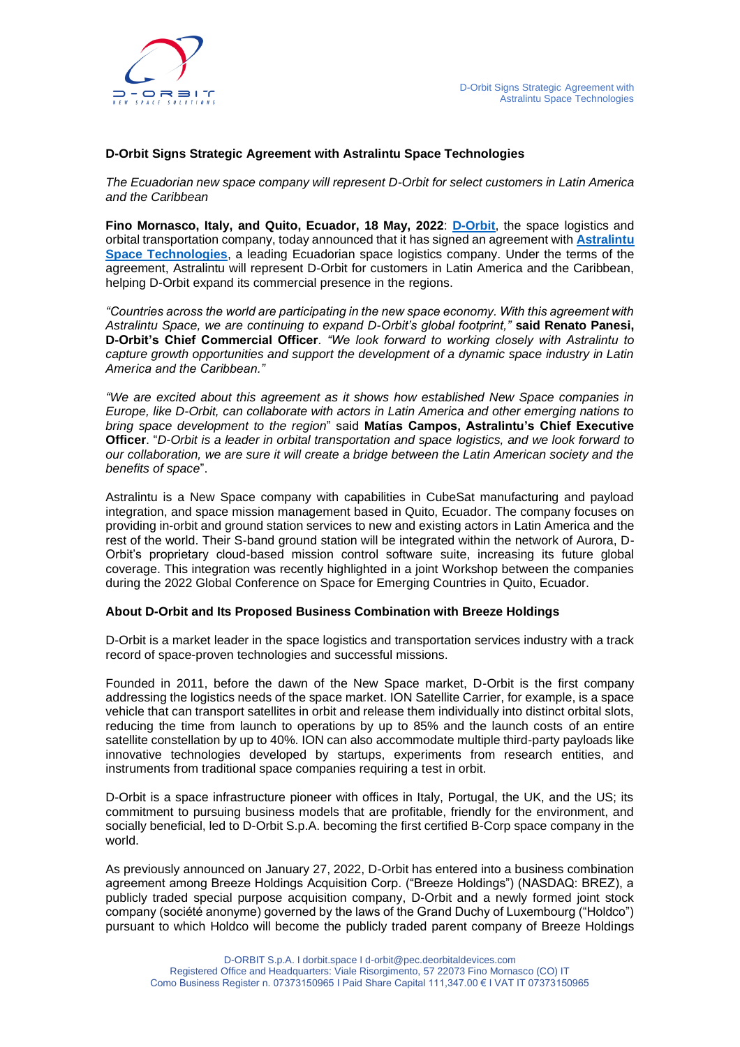# D-Orbit Signs Strategic Agreement with Astralintu Space Technologies

*The Ecuadorian new space company will represent D-Orbit for select customers in Latin America and the Caribbean*

**Fino Mornasco, Italy, and Quito, Ecuador, 18 May, 2022**: **D-Orbit**, the space logistics and orbital transportation company, today announced that it has signed an agreement with **Astralintu Space Technologies**, a leading Ecuadorian space logistics company. Under the terms of the agreement, Astralintu will represent D-Orbit for customers in Latin America and the Caribbean, helping D-Orbit expand its commercial presence in the regions.

*"Countries across the world are participating in the new space economy. With this agreement with Astralintu Space, we are continuing to expand D-Orbit's global footprint,"* **said Renato Panesi, D-Orbit's Chief Commercial Officer**. *"We look forward to working closely with Astralintu to capture growth opportunities and support the development of a dynamic space industry in Latin America and the Caribbean."*

*"We are excited about this agreement as it shows how established New Space companies in Europe, like D-Orbit, can collaborate with actors in Latin America and other emerging nations to bring space development to the region*" said **Matías Campos, Astralintu's Chief Executive Officer**. "*D-Orbit is a leader in orbital transportation and space logistics, and we look forward to our collaboration, we are sure it will create a bridge between the Latin American society and the benefits of space*".

Astralintu is a New Space company with capabilities in CubeSat manufacturing and payload integration, and space mission management based in Quito, Ecuador. The company focuses on providing in-orbit and ground station services to new and existing actors in Latin America and the rest of the world. Their S-band ground station will be integrated within the network of Aurora, D-Orbit's proprietary cloud-based mission control software suite, increasing its future global coverage. This integration was recently highlighted in a joint Workshop between the companies during the 2022 Global Conference on Space for Emerging Countries in Quito, Ecuador.

## About D-Orbit and Its Proposed Business Combination with Breeze Holdings

D-Orbit is a market leader in the space logistics and transportation services industry with a track record of space-proven technologies and successful missions.

Founded in 2011, before the dawn of the New Space market, D-Orbit is the first company addressing the logistics needs of the space market. ION Satellite Carrier, for example, is a space vehicle that can transport satellites in orbit and release them individually into distinct orbital slots, reducing the time from launch to operations by up to 85% and the launch costs of an entire satellite constellation by up to 40%. ION can also accommodate multiple third-party payloads like innovative technologies developed by startups, experiments from research entities, and instruments from traditional space companies requiring a test in orbit.

D-Orbit is a space infrastructure pioneer with offices in Italy, Portugal, the UK, and the US; its commitment to pursuing business models that are profitable, friendly for the environment, and socially beneficial, led to D-Orbit S.p.A. becoming the first certified B-Corp space company in the world.

As previously announced on January 27, 2022, D-Orbit has entered into a business combination agreement among Breeze Holdings Acquisition Corp. ("Breeze Holdings") (NASDAQ: BREZ), a publicly traded special purpose acquisition company, D-Orbit and a newly formed joint stock company (société anonyme) governed by the laws of the Grand Duchy of Luxembourg ("Holdco") pursuant to which Holdco will become the publicly traded parent company of Breeze Holdings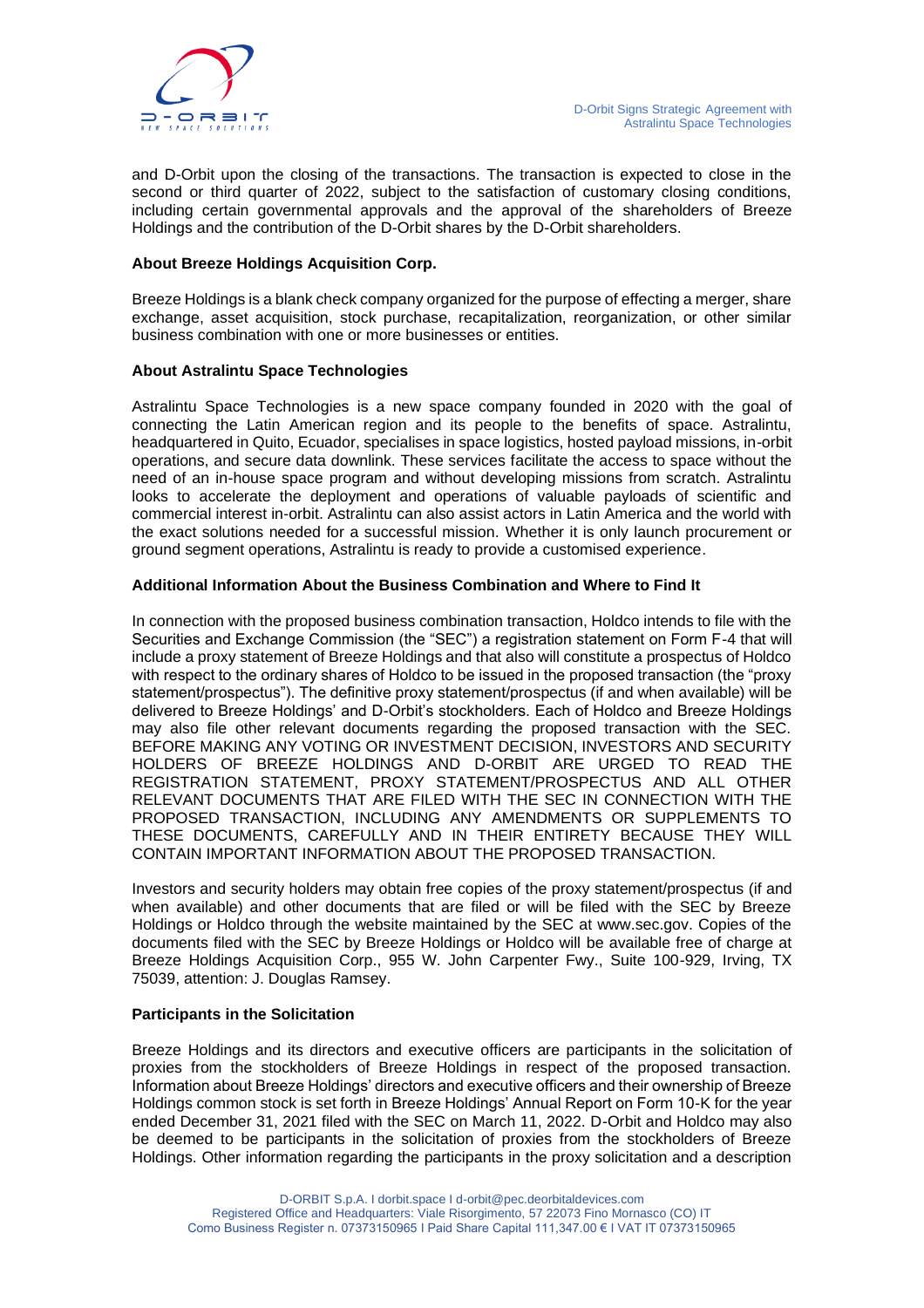and D-Orbit upon the closing of the transactions. The transaction is expected to close in the second or third quarter of 2022, subject to the satisfaction of customary closing conditions, including certain governmental approvals and the approval of the shareholders of Breeze Holdings and the contribution of the D-Orbit shares by the D-Orbit shareholders.

**About Breeze Holdings Acquisition Corp.**

Breeze Holdings is a blank check company organized for the purpose of effecting a merger, share exchange, asset acquisition, stock purchase, recapitalization, reorganization, or other similar business combination with one or more businesses or entities.

**About Astralintu Space Technologies**

Astralintu Space Technologies is a new space company founded in 2020 with the goal of connecting the Latin American region and its people to the benefits of space. Astralintu, headquartered in Quito, Ecuador, specialises in space logistics, hosted payload missions, in-orbit operations, and secure data downlink. These services facilitate the access to space without the need of an in-house space program and without developing missions from scratch. Astralintu looks to accelerate the deployment and operations of valuable payloads of scientific and commercial interest in-orbit. Astralintu can also assist actors in Latin America and the world with the exact solutions needed for a successful mission. Whether it is only launch procurement or ground segment operations, Astralintu is ready to provide a customised experience.

**Additional Information About the Business Combination and Where to Find It**

In connection with the proposed business combination transaction, Holdco intends to file with the Securities and Exchange Commission (the "SEC") a registration statement on Form F-4 that will include a proxy statement of Breeze Holdings and that also will constitute a prospectus of Holdco with respect to the ordinary shares of Holdco to be issued in the proposed transaction (the "proxy statement/prospectus"). The definitive proxy statement/prospectus (if and when available) will be delivered to Breeze Holdings' and D-Orbit's stockholders. Each of Holdco and Breeze Holdings may also file other relevant documents regarding the proposed transaction with the SEC. BEFORE MAKING ANY VOTING OR INVESTMENT DECISION, INVESTORS AND SECURITY HOLDERS OF BREEZE HOLDINGS AND D-ORBIT ARE URGED TO READ THE REGISTRATION STATEMENT, PROXY STATEMENT/PROSPECTUS AND ALL OTHER RELEVANT DOCUMENTS THAT ARE FILED WITH THE SEC IN CONNECTION WITH THE PROPOSED TRANSACTION, INCLUDING ANY AMENDMENTS OR SUPPLEMENTS TO THESE DOCUMENTS, CAREFULLY AND IN THEIR ENTIRETY BECAUSE THEY WILL CONTAIN IMPORTANT INFORMATION ABOUT THE PROPOSED TRANSACTION.

Investors and security holders may obtain free copies of the proxy statement/prospectus (if and when available) and other documents that are filed or will be filed with the SEC by Breeze Holdings or Holdco through the website maintained by the SEC at www.sec.gov. Copies of the documents filed with the SEC by Breeze Holdings or Holdco will be available free of charge at Breeze Holdings Acquisition Corp., 955 W. John Carpenter Fwy., Suite 100-929, Irving, TX 75039, attention: J. Douglas Ramsey.

**Participants in the Solicitation**

Breeze Holdings and its directors and executive officers are participants in the solicitation of proxies from the stockholders of Breeze Holdings in respect of the proposed transaction. Information about Breeze Holdings' directors and executive officers and their ownership of Breeze Holdings common stock is set forth in Breeze Holdings' Annual Report on Form 10-K for the year ended December 31, 2021 filed with the SEC on March 11, 2022. D-Orbit and Holdco may also be deemed to be participants in the solicitation of proxies from the stockholders of Breeze Holdings. Other information regarding the participants in the proxy solicitation and a description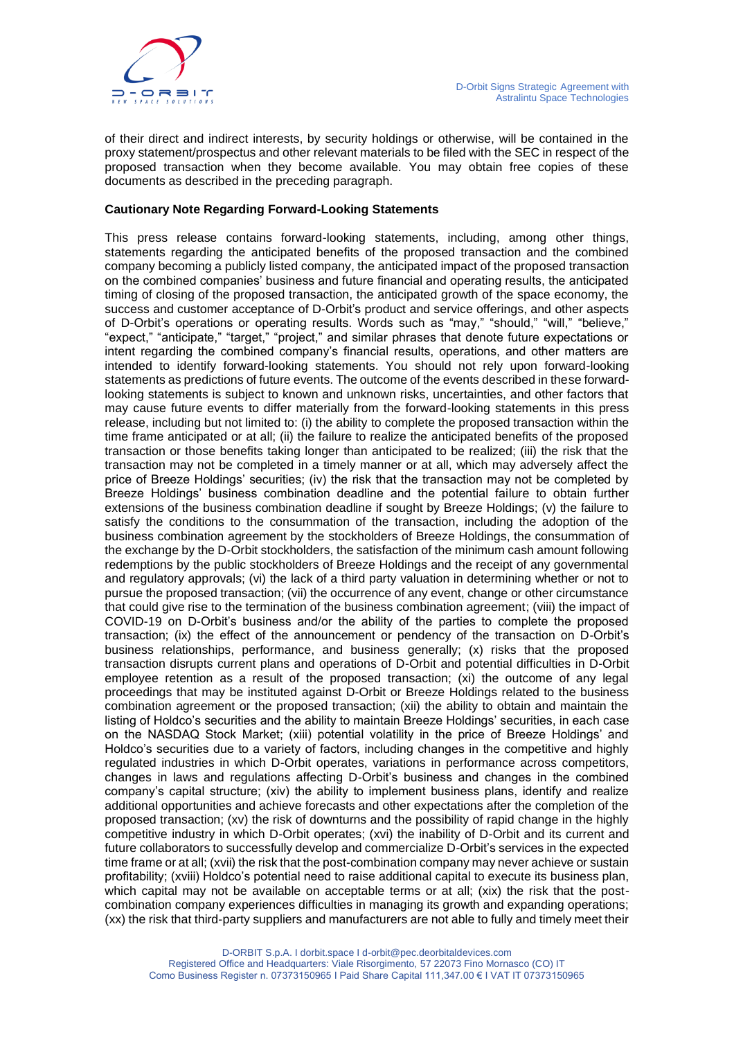of their direct and indirect interests, by security holdings or otherwise, will be contained in the proxy statement/prospectus and other relevant materials to be filed with the SEC in respect of the proposed transaction when they become available. You may obtain free copies of these documents as described in the preceding paragraph.

**Cautionary Note Regarding Forward-Looking Statements**

This press release contains forward-looking statements, including, among other things, statements regarding the anticipated benefits of the proposed transaction and the combined company becoming a publicly listed company, the anticipated impact of the proposed transaction on the combined companies' business and future financial and operating results, the anticipated timing of closing of the proposed transaction, the anticipated growth of the space economy, the success and customer acceptance of D-Orbit's product and service offerings, and other aspects of D-Orbit's operations or operating results. Words such as "may," "should," "will," "believe," "expect," "anticipate," "target," "project," and similar phrases that denote future expectations or intent regarding the combined company's financial results, operations, and other matters are intended to identify forward-looking statements. You should not rely upon forward-looking statements as predictions of future events. The outcome of the events described in these forward-looking statements is subject to known and unknown risks, uncertainties, and other factors that may cause future events to differ materially from the forward-looking statements in this press release, including but not limited to: (i) the ability to complete the proposed transaction within the time frame anticipated or at all; (ii) the failure to realize the anticipated benefits of the proposed transaction or those benefits taking longer than anticipated to be realized; (iii) the risk that the transaction may not be completed in a timely manner or at all, which may adversely affect the price of Breeze Holdings' securities; (iv) the risk that the transaction may not be completed by Breeze Holdings' business combination deadline and the potential failure to obtain further extensions of the business combination deadline if sought by Breeze Holdings; (v) the failure to satisfy the conditions to the consummation of the transaction, including the adoption of the business combination agreement by the stockholders of Breeze Holdings, the consummation of the exchange by the D-Orbit stockholders, the satisfaction of the minimum cash amount following redemptions by the public stockholders of Breeze Holdings and the receipt of any governmental and regulatory approvals; (vi) the lack of a third party valuation in determining whether or not to pursue the proposed transaction; (vii) the occurrence of any event, change or other circumstance that could give rise to the termination of the business combination agreement; (viii) the impact of COVID-19 on D-Orbit's business and/or the ability of the parties to complete the proposed transaction; (ix) the effect of the announcement or pendency of the transaction on D-Orbit's business relationships, performance, and business generally; (x) risks that the proposed transaction disrupts current plans and operations of D-Orbit and potential difficulties in D-Orbit employee retention as a result of the proposed transaction; (xi) the outcome of any legal proceedings that may be instituted against D-Orbit or Breeze Holdings related to the business combination agreement or the proposed transaction; (xii) the ability to obtain and maintain the listing of Holdco's securities and the ability to maintain Breeze Holdings' securities, in each case on the NASDAQ Stock Market; (xiii) potential volatility in the price of Breeze Holdings' and Holdco's securities due to a variety of factors, including changes in the competitive and highly regulated industries in which D-Orbit operates, variations in performance across competitors, changes in laws and regulations affecting D-Orbit's business and changes in the combined company's capital structure; (xiv) the ability to implement business plans, identify and realize additional opportunities and achieve forecasts and other expectations after the completion of the proposed transaction; (xv) the risk of downturns and the possibility of rapid change in the highly competitive industry in which D-Orbit operates; (xvi) the inability of D-Orbit and its current and future collaborators to successfully develop and commercialize D-Orbit's services in the expected time frame or at all; (xvii) the risk that the post-combination company may never achieve or sustain profitability; (xviii) Holdco's potential need to raise additional capital to execute its business plan, which capital may not be available on acceptable terms or at all; (xix) the risk that the post-combination company experiences difficulties in managing its growth and expanding operations; (xx) the risk that third-party suppliers and manufacturers are not able to fully and timely meet their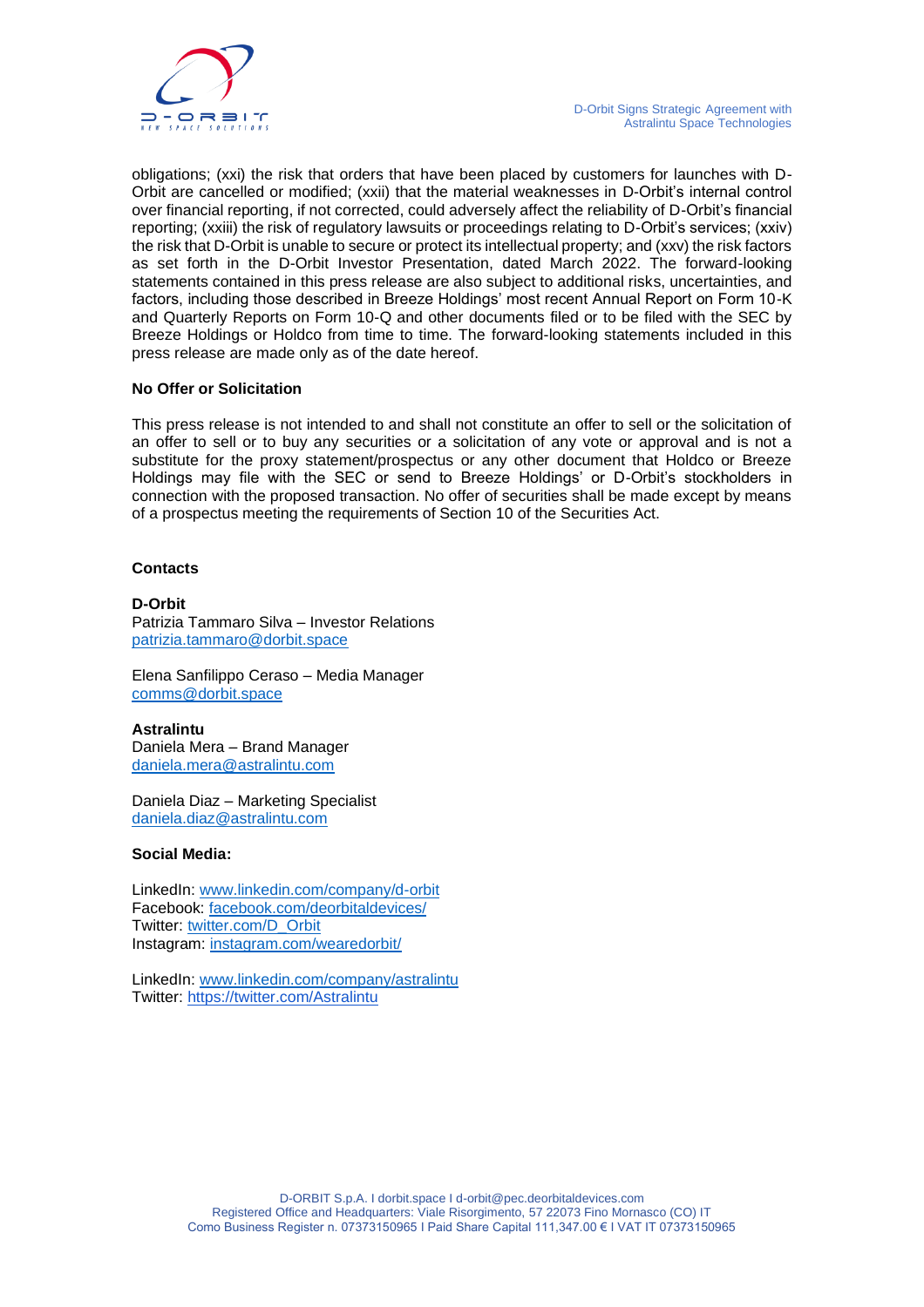obligations; (xxi) the risk that orders that have been placed by customers for launches with D-Orbit are cancelled or modified; (xxii) that the material weaknesses in D-Orbit's internal control over financial reporting, if not corrected, could adversely affect the reliability of D-Orbit's financial reporting; (xxiii) the risk of regulatory lawsuits or proceedings relating to D-Orbit's services; (xxiv) the risk that D-Orbit is unable to secure or protect its intellectual property; and (xxv) the risk factors as set forth in the D-Orbit Investor Presentation, dated March 2022. The forward-looking statements contained in this press release are also subject to additional risks, uncertainties, and factors, including those described in Breeze Holdings' most recent Annual Report on Form 10-K and Quarterly Reports on Form 10-Q and other documents filed or to be filed with the SEC by Breeze Holdings or Holdco from time to time. The forward-looking statements included in this press release are made only as of the date hereof.

**No Offer or Solicitation**

This press release is not intended to and shall not constitute an offer to sell or the solicitation of an offer to sell or to buy any securities or a solicitation of any vote or approval and is not a substitute for the proxy statement/prospectus or any other document that Holdco or Breeze Holdings may file with the SEC or send to Breeze Holdings' or D-Orbit's stockholders in connection with the proposed transaction. No offer of securities shall be made except by means of a prospectus meeting the requirements of Section 10 of the Securities Act.

**Contacts**

**D-Orbit**
Patrizia Tammaro Silva – Investor Relations
patrizia.tammaro@dorbit.space

Elena Sanfilippo Ceraso – Media Manager
comms@dorbit.space

**Astralintu**
Daniela Mera – Brand Manager
daniela.mera@astralintu.com

Daniela Diaz – Marketing Specialist
daniela.diaz@astralintu.com

**Social Media:**

LinkedIn: www.linkedin.com/company/d-orbit
Facebook: facebook.com/deorbitaldevices/
Twitter: twitter.com/D_Orbit
Instagram: instagram.com/wearedorbit/

LinkedIn: www.linkedin.com/company/astralintu
Twitter: https://twitter.com/Astralintu